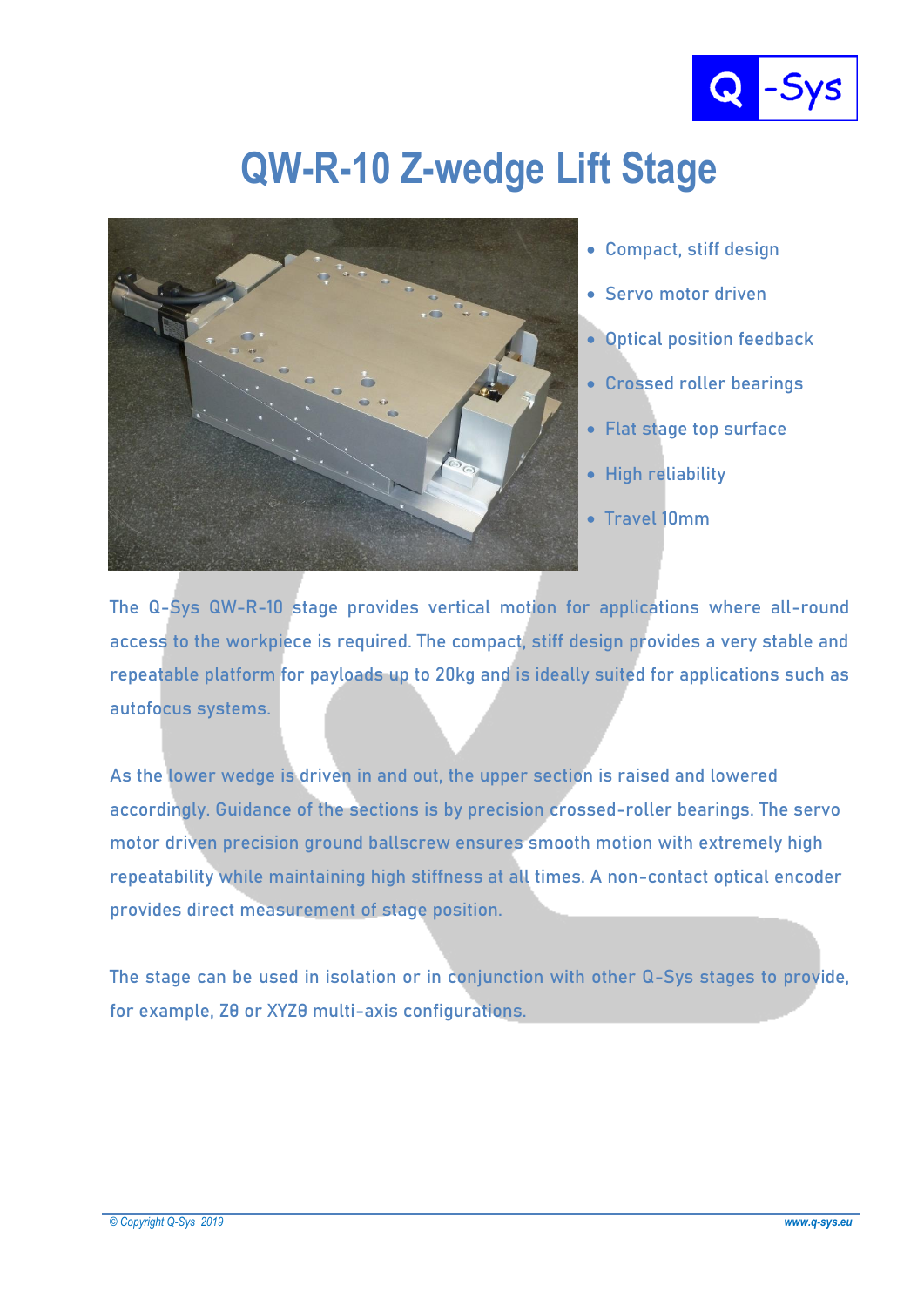# QW-R-10 Z-wedge Lift Stage

- Compact, stiff design
- Servo motor driven
- Optical position feedback
- Crossed roller bearings
- Flat stage top surface
- High reliability
- Travel 10mm

The Q-Sys QW-R-10 stage provides vertical motion for applications where all-round access to the workpiece is required. The compact, stiff design provides a very stable and repeatable platform for payloads up to 20kg and is ideally suited for applications such as autofocus systems.

As the lower wedge is driven in and out, the upper section is raised and lowered accordingly. Guidance of the sections is by precision crossed-roller bearings. The servo motor driven precision ground ballscrew ensures smooth motion with extremely high repeatability while maintaining high stiffness at all times. A non-contact optical encoder provides direct measurement of stage position.

The stage can be used in isolation or in conjunction with other Q-Sys stages to provide, for example, Zθ or XYZθ multi-axis configurations.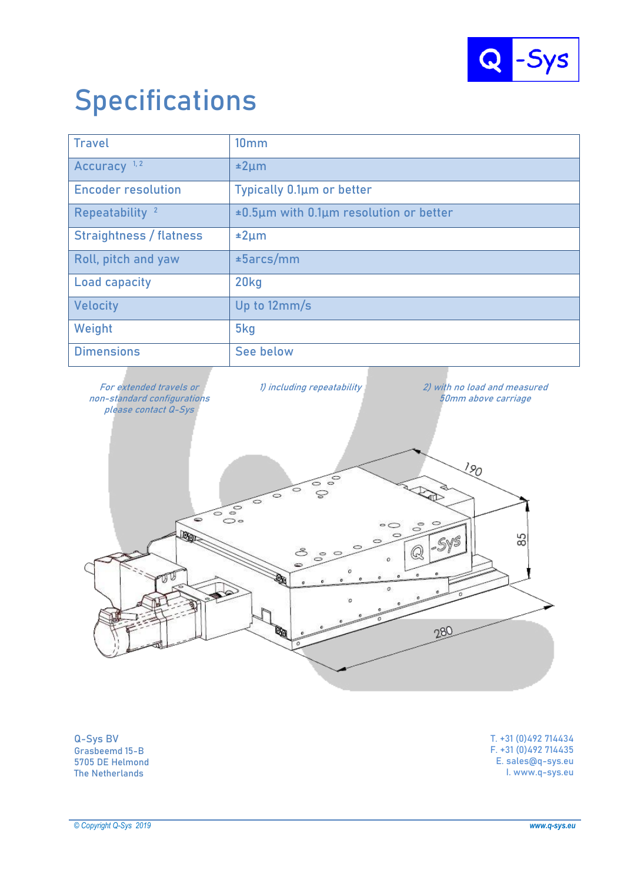# Specifications

| | |
|---|---|
| Travel | 10mm |
| Accuracy [1, 2] | ±2µm |
| Encoder resolution | Typically 0.1µm or better |
| Repeatability [2] | ±0.5µm with 0.1µm resolution or better |
| Straightness / flatness | ±2µm |
| Roll, pitch and yaw | ±5arcs/mm |
| Load capacity | 20kg |
| Velocity | Up to 12mm/s |
| Weight | 5kg |
| Dimensions | See below |

*For extended travels or non-standard configurations please contact Q-Sys*

*1) including repeatability*

*2) with no load and measured 50mm above carriage*

190

85

280

Q-Sys BV
Grasbeemd 15-B
5705 DE Helmond
The Netherlands

T. +31 (0)492 714434
F. +31 (0)492 714435
E. sales@q-sys.eu
I. www.q-sys.eu

© Copyright Q-Sys 2019